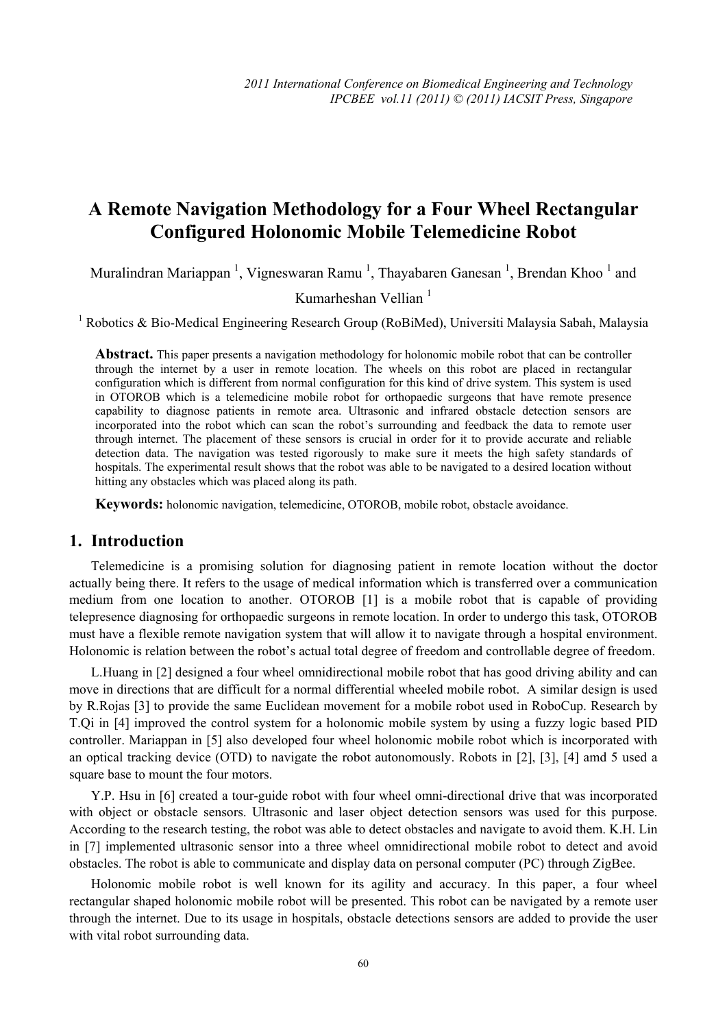# A Remote Navigation Methodology for a Four Wheel Rectangular Configured Holonomic Mobile Telemedicine Robot

Muralindran Mariappan [1], Vigneswaran Ramu [1], Thayabaren Ganesan [1], Brendan Khoo [1] and Kumarheshan Vellian [1]

[1] Robotics & Bio-Medical Engineering Research Group (RoBiMed), Universiti Malaysia Sabah, Malaysia

**Abstract.** This paper presents a navigation methodology for holonomic mobile robot that can be controller through the internet by a user in remote location. The wheels on this robot are placed in rectangular configuration which is different from normal configuration for this kind of drive system. This system is used in OTOROB which is a telemedicine mobile robot for orthopaedic surgeons that have remote presence capability to diagnose patients in remote area. Ultrasonic and infrared obstacle detection sensors are incorporated into the robot which can scan the robot's surrounding and feedback the data to remote user through internet. The placement of these sensors is crucial in order for it to provide accurate and reliable detection data. The navigation was tested rigorously to make sure it meets the high safety standards of hospitals. The experimental result shows that the robot was able to be navigated to a desired location without hitting any obstacles which was placed along its path.

**Keywords:** holonomic navigation, telemedicine, OTOROB, mobile robot, obstacle avoidance.

## 1. Introduction

Telemedicine is a promising solution for diagnosing patient in remote location without the doctor actually being there. It refers to the usage of medical information which is transferred over a communication medium from one location to another. OTOROB [1] is a mobile robot that is capable of providing telepresence diagnosing for orthopaedic surgeons in remote location. In order to undergo this task, OTOROB must have a flexible remote navigation system that will allow it to navigate through a hospital environment. Holonomic is relation between the robot's actual total degree of freedom and controllable degree of freedom.

L.Huang in [2] designed a four wheel omnidirectional mobile robot that has good driving ability and can move in directions that are difficult for a normal differential wheeled mobile robot. A similar design is used by R.Rojas [3] to provide the same Euclidean movement for a mobile robot used in RoboCup. Research by T.Qi in [4] improved the control system for a holonomic mobile system by using a fuzzy logic based PID controller. Mariappan in [5] also developed four wheel holonomic mobile robot which is incorporated with an optical tracking device (OTD) to navigate the robot autonomously. Robots in [2], [3], [4] amd 5 used a square base to mount the four motors.

Y.P. Hsu in [6] created a tour-guide robot with four wheel omni-directional drive that was incorporated with object or obstacle sensors. Ultrasonic and laser object detection sensors was used for this purpose. According to the research testing, the robot was able to detect obstacles and navigate to avoid them. K.H. Lin in [7] implemented ultrasonic sensor into a three wheel omnidirectional mobile robot to detect and avoid obstacles. The robot is able to communicate and display data on personal computer (PC) through ZigBee.

Holonomic mobile robot is well known for its agility and accuracy. In this paper, a four wheel rectangular shaped holonomic mobile robot will be presented. This robot can be navigated by a remote user through the internet. Due to its usage in hospitals, obstacle detections sensors are added to provide the user with vital robot surrounding data.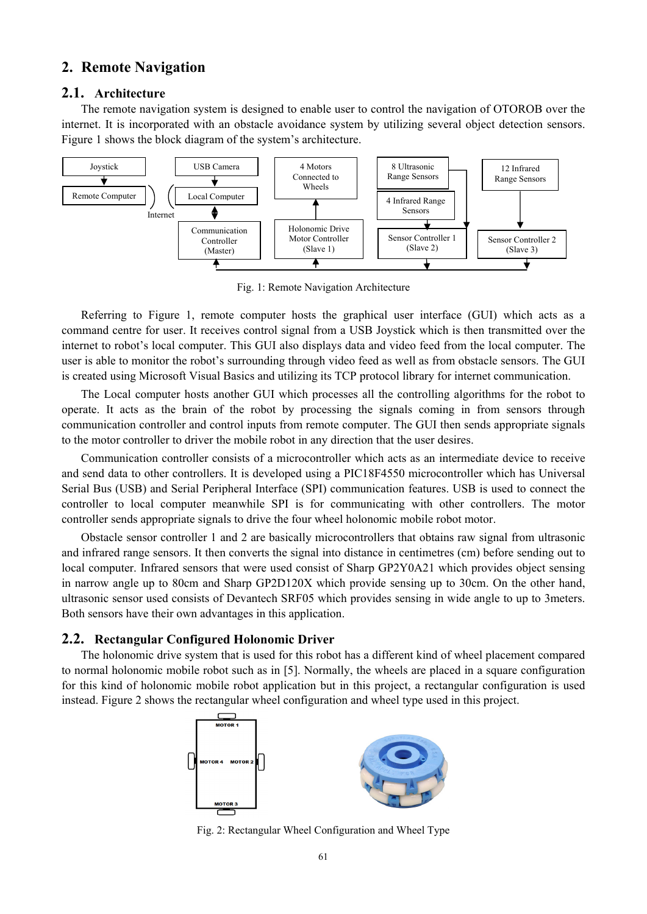## 2. Remote Navigation

### 2.1. Architecture

The remote navigation system is designed to enable user to control the navigation of OTOROB over the internet. It is incorporated with an obstacle avoidance system by utilizing several object detection sensors. Figure 1 shows the block diagram of the system's architecture.

Fig. 1: Remote Navigation Architecture

Referring to Figure 1, remote computer hosts the graphical user interface (GUI) which acts as a command centre for user. It receives control signal from a USB Joystick which is then transmitted over the internet to robot's local computer. This GUI also displays data and video feed from the local computer. The user is able to monitor the robot's surrounding through video feed as well as from obstacle sensors. The GUI is created using Microsoft Visual Basics and utilizing its TCP protocol library for internet communication.

The Local computer hosts another GUI which processes all the controlling algorithms for the robot to operate. It acts as the brain of the robot by processing the signals coming in from sensors through communication controller and control inputs from remote computer. The GUI then sends appropriate signals to the motor controller to driver the mobile robot in any direction that the user desires.

Communication controller consists of a microcontroller which acts as an intermediate device to receive and send data to other controllers. It is developed using a PIC18F4550 microcontroller which has Universal Serial Bus (USB) and Serial Peripheral Interface (SPI) communication features. USB is used to connect the controller to local computer meanwhile SPI is for communicating with other controllers. The motor controller sends appropriate signals to drive the four wheel holonomic mobile robot motor.

Obstacle sensor controller 1 and 2 are basically microcontrollers that obtains raw signal from ultrasonic and infrared range sensors. It then converts the signal into distance in centimetres (cm) before sending out to local computer. Infrared sensors that were used consist of Sharp GP2Y0A21 which provides object sensing in narrow angle up to 80cm and Sharp GP2D120X which provide sensing up to 30cm. On the other hand, ultrasonic sensor used consists of Devantech SRF05 which provides sensing in wide angle to up to 3meters. Both sensors have their own advantages in this application.

### 2.2. Rectangular Configured Holonomic Driver

The holonomic drive system that is used for this robot has a different kind of wheel placement compared to normal holonomic mobile robot such as in [5]. Normally, the wheels are placed in a square configuration for this kind of holonomic mobile robot application but in this project, a rectangular configuration is used instead. Figure 2 shows the rectangular wheel configuration and wheel type used in this project.

Fig. 2: Rectangular Wheel Configuration and Wheel Type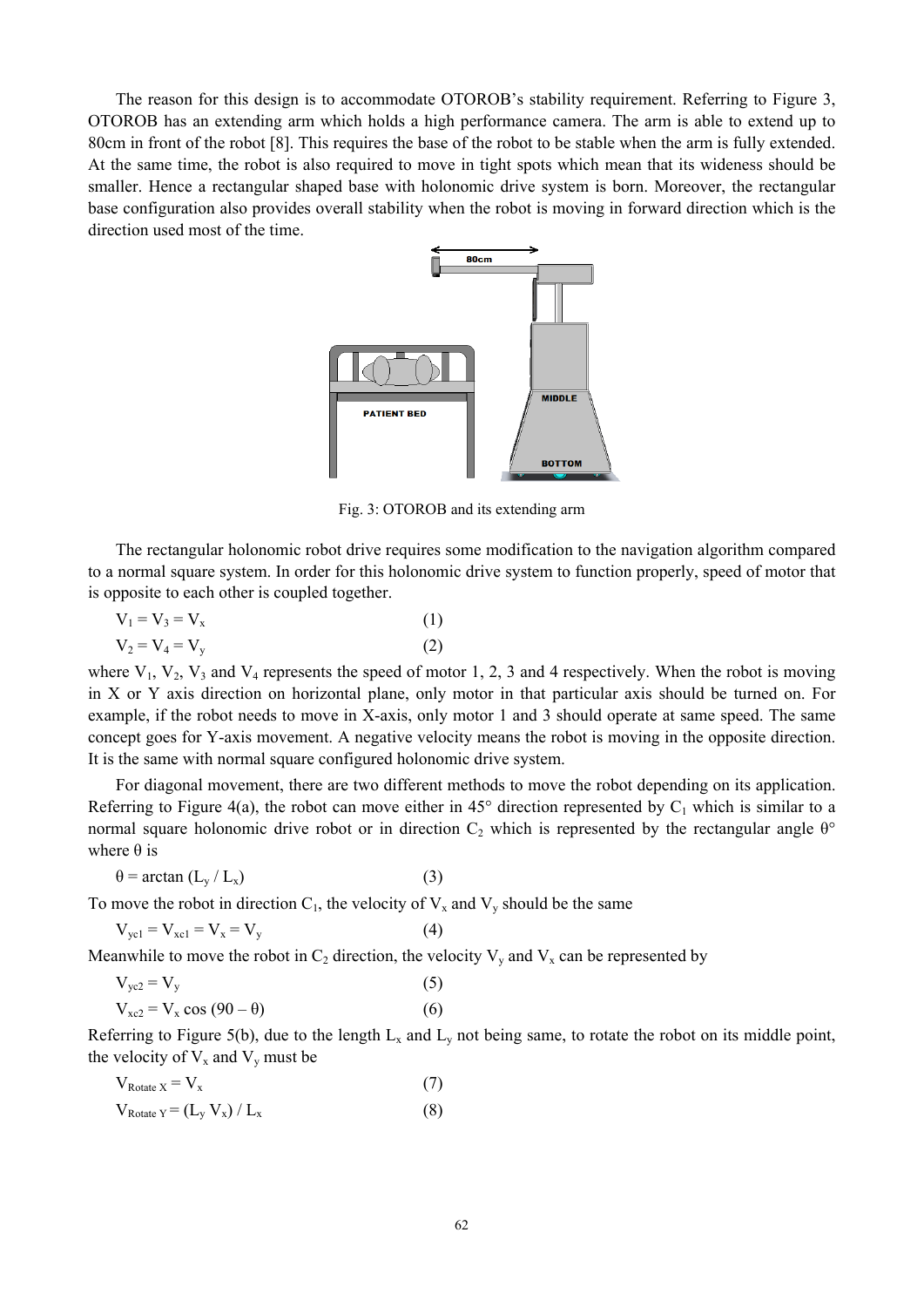The reason for this design is to accommodate OTOROB's stability requirement. Referring to Figure 3, OTOROB has an extending arm which holds a high performance camera. The arm is able to extend up to 80cm in front of the robot [8]. This requires the base of the robot to be stable when the arm is fully extended. At the same time, the robot is also required to move in tight spots which mean that its wideness should be smaller. Hence a rectangular shaped base with holonomic drive system is born. Moreover, the rectangular base configuration also provides overall stability when the robot is moving in forward direction which is the direction used most of the time.

Fig. 3: OTOROB and its extending arm

The rectangular holonomic robot drive requires some modification to the navigation algorithm compared to a normal square system. In order for this holonomic drive system to function properly, speed of motor that is opposite to each other is coupled together.

$$V_1 = V_3 = V_x \quad (1)$$

$$V_2 = V_4 = V_y \quad (2)$$

where $V_1$, $V_2$, $V_3$ and $V_4$ represents the speed of motor 1, 2, 3 and 4 respectively. When the robot is moving in X or Y axis direction on horizontal plane, only motor in that particular axis should be turned on. For example, if the robot needs to move in X-axis, only motor 1 and 3 should operate at same speed. The same concept goes for Y-axis movement. A negative velocity means the robot is moving in the opposite direction. It is the same with normal square configured holonomic drive system.

For diagonal movement, there are two different methods to move the robot depending on its application. Referring to Figure 4(a), the robot can move either in 45° direction represented by $C_1$ which is similar to a normal square holonomic drive robot or in direction $C_2$ which is represented by the rectangular angle θ° where θ is

$$\theta = \arctan (L_y / L_x) \quad (3)$$

To move the robot in direction $C_1$, the velocity of $V_x$ and $V_y$ should be the same

$$V_{yc1} = V_{xc1} = V_x = V_y \quad (4)$$

Meanwhile to move the robot in $C_2$ direction, the velocity $V_y$ and $V_x$ can be represented by

$$V_{yc2} = V_y \quad (5)$$

$$V_{xc2} = V_x \cos (90 - \theta) \quad (6)$$

Referring to Figure 5(b), due to the length $L_x$ and $L_y$ not being same, to rotate the robot on its middle point, the velocity of $V_x$ and $V_y$ must be

$$V_{Rotate\ X} = V_x \quad (7)$$

$$V_{Rotate\ Y} = (L_y V_x) / L_x \quad (8)$$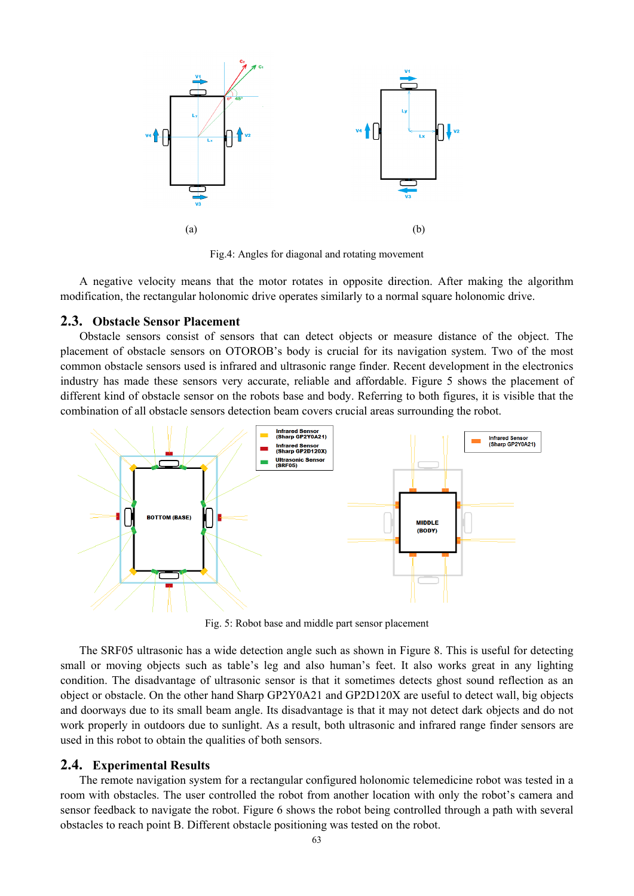(a) (b)

Fig.4: Angles for diagonal and rotating movement

A negative velocity means that the motor rotates in opposite direction. After making the algorithm modification, the rectangular holonomic drive operates similarly to a normal square holonomic drive.

## 2.3. Obstacle Sensor Placement

Obstacle sensors consist of sensors that can detect objects or measure distance of the object. The placement of obstacle sensors on OTOROB's body is crucial for its navigation system. Two of the most common obstacle sensors used is infrared and ultrasonic range finder. Recent development in the electronics industry has made these sensors very accurate, reliable and affordable. Figure 5 shows the placement of different kind of obstacle sensor on the robots base and body. Referring to both figures, it is visible that the combination of all obstacle sensors detection beam covers crucial areas surrounding the robot.

Fig. 5: Robot base and middle part sensor placement

The SRF05 ultrasonic has a wide detection angle such as shown in Figure 8. This is useful for detecting small or moving objects such as table's leg and also human's feet. It also works great in any lighting condition. The disadvantage of ultrasonic sensor is that it sometimes detects ghost sound reflection as an object or obstacle. On the other hand Sharp GP2Y0A21 and GP2D120X are useful to detect wall, big objects and doorways due to its small beam angle. Its disadvantage is that it may not detect dark objects and do not work properly in outdoors due to sunlight. As a result, both ultrasonic and infrared range finder sensors are used in this robot to obtain the qualities of both sensors.

## 2.4. Experimental Results

The remote navigation system for a rectangular configured holonomic telemedicine robot was tested in a room with obstacles. The user controlled the robot from another location with only the robot's camera and sensor feedback to navigate the robot. Figure 6 shows the robot being controlled through a path with several obstacles to reach point B. Different obstacle positioning was tested on the robot.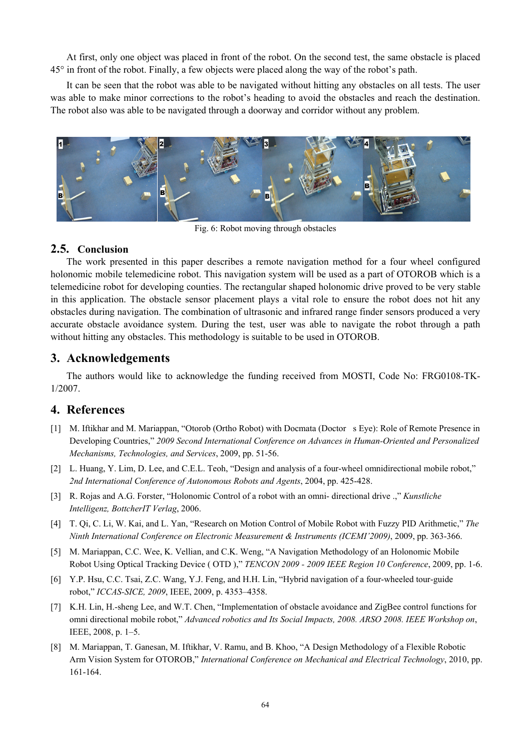At first, only one object was placed in front of the robot. On the second test, the same obstacle is placed 45° in front of the robot. Finally, a few objects were placed along the way of the robot's path.

It can be seen that the robot was able to be navigated without hitting any obstacles on all tests. The user was able to make minor corrections to the robot's heading to avoid the obstacles and reach the destination. The robot also was able to be navigated through a doorway and corridor without any problem.

Fig. 6: Robot moving through obstacles

## 2.5. Conclusion

The work presented in this paper describes a remote navigation method for a four wheel configured holonomic mobile telemedicine robot. This navigation system will be used as a part of OTOROB which is a telemedicine robot for developing counties. The rectangular shaped holonomic drive proved to be very stable in this application. The obstacle sensor placement plays a vital role to ensure the robot does not hit any obstacles during navigation. The combination of ultrasonic and infrared range finder sensors produced a very accurate obstacle avoidance system. During the test, user was able to navigate the robot through a path without hitting any obstacles. This methodology is suitable to be used in OTOROB.

# 3. Acknowledgements

The authors would like to acknowledge the funding received from MOSTI, Code No: FRG0108-TK-1/2007.

# 4. References

[1] M. Iftikhar and M. Mariappan, "Otorob (Ortho Robot) with Docmata (Doctor s Eye): Role of Remote Presence in Developing Countries," *2009 Second International Conference on Advances in Human-Oriented and Personalized Mechanisms, Technologies, and Services*, 2009, pp. 51-56.

[2] L. Huang, Y. Lim, D. Lee, and C.E.L. Teoh, "Design and analysis of a four-wheel omnidirectional mobile robot," *2nd International Conference of Autonomous Robots and Agents*, 2004, pp. 425-428.

[3] R. Rojas and A.G. Forster, "Holonomic Control of a robot with an omni- directional drive .," *Kunstliche Intelligenz, BottcherIT Verlag*, 2006.

[4] T. Qi, C. Li, W. Kai, and L. Yan, "Research on Motion Control of Mobile Robot with Fuzzy PID Arithmetic," *The Ninth International Conference on Electronic Measurement & Instruments (ICEMI'2009)*, 2009, pp. 363-366.

[5] M. Mariappan, C.C. Wee, K. Vellian, and C.K. Weng, "A Navigation Methodology of an Holonomic Mobile Robot Using Optical Tracking Device ( OTD )," *TENCON 2009 - 2009 IEEE Region 10 Conference*, 2009, pp. 1-6.

[6] Y.P. Hsu, C.C. Tsai, Z.C. Wang, Y.J. Feng, and H.H. Lin, "Hybrid navigation of a four-wheeled tour-guide robot," *ICCAS-SICE, 2009*, IEEE, 2009, p. 4353–4358.

[7] K.H. Lin, H.-sheng Lee, and W.T. Chen, "Implementation of obstacle avoidance and ZigBee control functions for omni directional mobile robot," *Advanced robotics and Its Social Impacts, 2008. ARSO 2008. IEEE Workshop on*, IEEE, 2008, p. 1–5.

[8] M. Mariappan, T. Ganesan, M. Iftikhar, V. Ramu, and B. Khoo, "A Design Methodology of a Flexible Robotic Arm Vision System for OTOROB," *International Conference on Mechanical and Electrical Technology*, 2010, pp. 161-164.